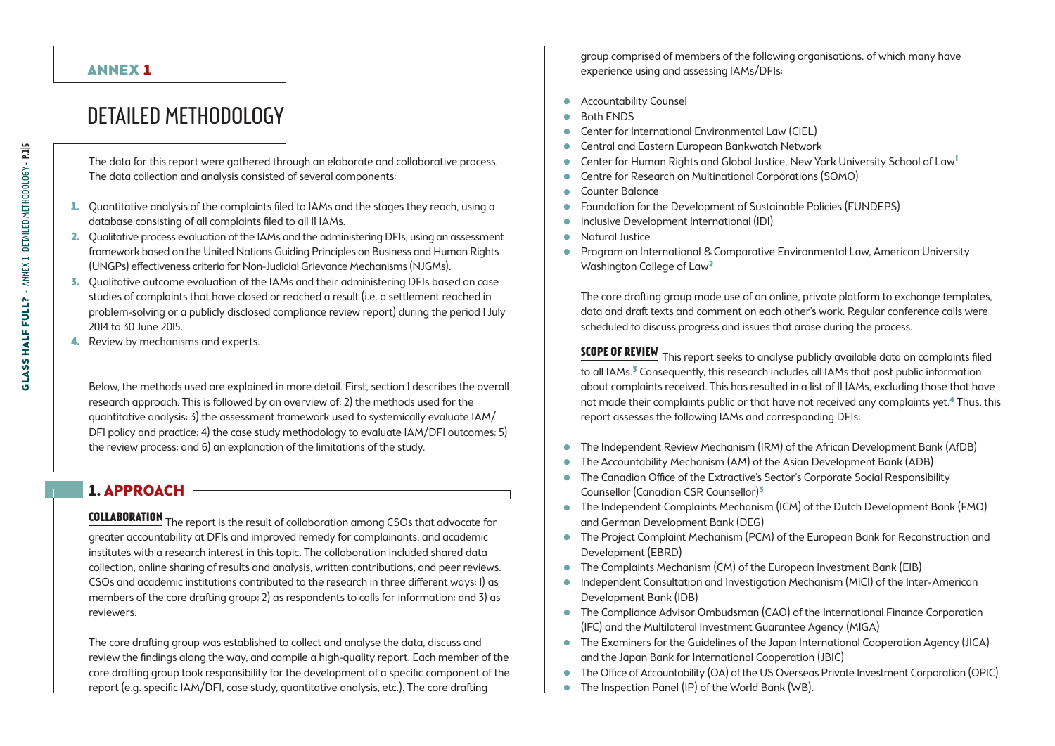# ANNEX 1

# DETAILED METHODOLOGY

The data for this report were gathered through an elaborate and collaborative process. The data collection and analysis consisted of several components:

1. Quantitative analysis of the complaints filed to IAMs and the stages they reach, using a database consisting of all complaints filed to all 11 IAMs.
2. Qualitative process evaluation of the IAMs and the administering DFIs, using an assessment framework based on the United Nations Guiding Principles on Business and Human Rights (UNGPs) effectiveness criteria for Non-Judicial Grievance Mechanisms (NJGMs).
3. Qualitative outcome evaluation of the IAMs and their administering DFIs based on case studies of complaints that have closed or reached a result (i.e. a settlement reached in problem-solving or a publicly disclosed compliance review report) during the period 1 July 2014 to 30 June 2015.
4. Review by mechanisms and experts.

Below, the methods used are explained in more detail. First, section 1 describes the overall research approach. This is followed by an overview of: 2) the methods used for the quantitative analysis; 3) the assessment framework used to systemically evaluate IAM/DFI policy and practice; 4) the case study methodology to evaluate IAM/DFI outcomes; 5) the review process; and 6) an explanation of the limitations of the study.

## 1. APPROACH

**COLLABORATION** The report is the result of collaboration among CSOs that advocate for greater accountability at DFIs and improved remedy for complainants, and academic institutes with a research interest in this topic. The collaboration included shared data collection, online sharing of results and analysis, written contributions, and peer reviews. CSOs and academic institutions contributed to the research in three different ways: 1) as members of the core drafting group; 2) as respondents to calls for information; and 3) as reviewers.

The core drafting group was established to collect and analyse the data, discuss and review the findings along the way, and compile a high-quality report. Each member of the core drafting group took responsibility for the development of a specific component of the report (e.g. specific IAM/DFI, case study, quantitative analysis, etc.). The core drafting group comprised of members of the following organisations, of which many have experience using and assessing IAMs/DFIs:

- Accountability Counsel
- Both ENDS
- Center for International Environmental Law (CIEL)
- Central and Eastern European Bankwatch Network
- Center for Human Rights and Global Justice, New York University School of Law[1]
- Centre for Research on Multinational Corporations (SOMO)
- Counter Balance
- Foundation for the Development of Sustainable Policies (FUNDEPS)
- Inclusive Development International (IDI)
- Natural Justice
- Program on International & Comparative Environmental Law, American University Washington College of Law[2]

The core drafting group made use of an online, private platform to exchange templates, data and draft texts and comment on each other's work. Regular conference calls were scheduled to discuss progress and issues that arose during the process.

**SCOPE OF REVIEW** This report seeks to analyse publicly available data on complaints filed to all IAMs.[3] Consequently, this research includes all IAMs that post public information about complaints received. This has resulted in a list of 11 IAMs, excluding those that have not made their complaints public or that have not received any complaints yet.[4] Thus, this report assesses the following IAMs and corresponding DFIs:

- The Independent Review Mechanism (IRM) of the African Development Bank (AfDB)
- The Accountability Mechanism (AM) of the Asian Development Bank (ADB)
- The Canadian Office of the Extractive's Sector's Corporate Social Responsibility Counsellor (Canadian CSR Counsellor)[5]
- The Independent Complaints Mechanism (ICM) of the Dutch Development Bank (FMO) and German Development Bank (DEG)
- The Project Complaint Mechanism (PCM) of the European Bank for Reconstruction and Development (EBRD)
- The Complaints Mechanism (CM) of the European Investment Bank (EIB)
- Independent Consultation and Investigation Mechanism (MICI) of the Inter-American Development Bank (IDB)
- The Compliance Advisor Ombudsman (CAO) of the International Finance Corporation (IFC) and the Multilateral Investment Guarantee Agency (MIGA)
- The Examiners for the Guidelines of the Japan International Cooperation Agency (JICA) and the Japan Bank for International Cooperation (JBIC)
- The Office of Accountability (OA) of the US Overseas Private Investment Corporation (OPIC)
- The Inspection Panel (IP) of the World Bank (WB).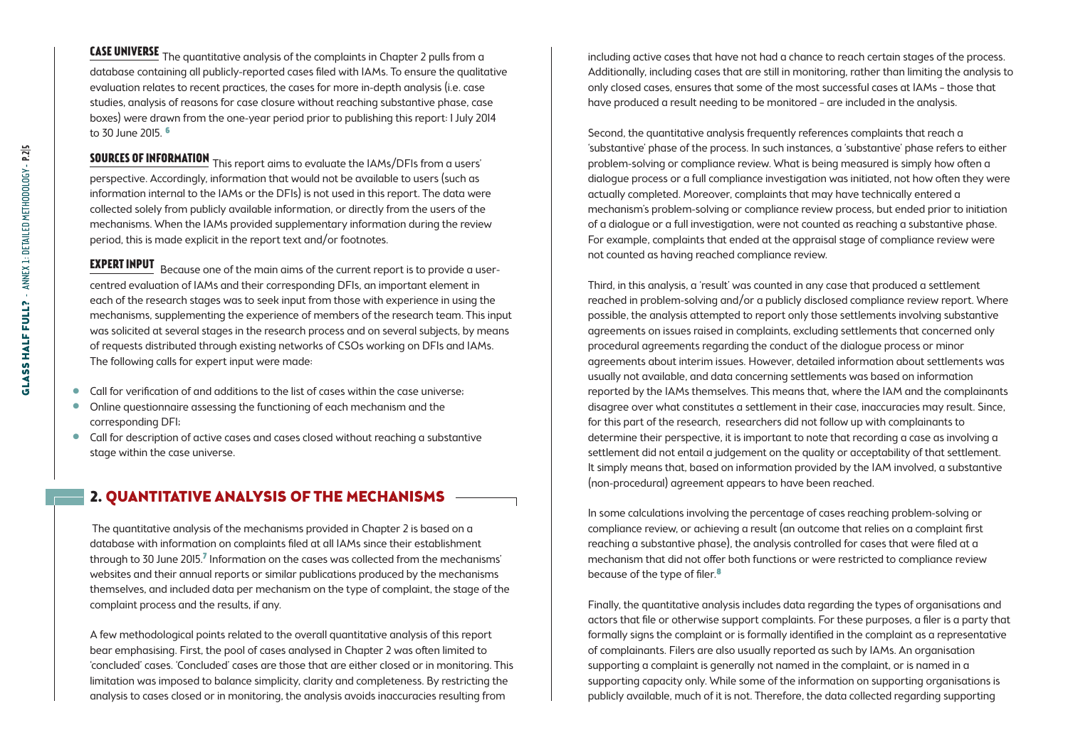**CASE UNIVERSE** The quantitative analysis of the complaints in Chapter 2 pulls from a database containing all publicly-reported cases filed with IAMs. To ensure the qualitative evaluation relates to recent practices, the cases for more in-depth analysis (i.e. case studies, analysis of reasons for case closure without reaching substantive phase, case boxes) were drawn from the one-year period prior to publishing this report: 1 July 2014 to 30 June 2015.[6]

**SOURCES OF INFORMATION** This report aims to evaluate the IAMs/DFIs from a users' perspective. Accordingly, information that would not be available to users (such as information internal to the IAMs or the DFIs) is not used in this report. The data were collected solely from publicly available information, or directly from the users of the mechanisms. When the IAMs provided supplementary information during the review period, this is made explicit in the report text and/or footnotes.

**EXPERT INPUT** Because one of the main aims of the current report is to provide a user-centred evaluation of IAMs and their corresponding DFIs, an important element in each of the research stages was to seek input from those with experience in using the mechanisms, supplementing the experience of members of the research team. This input was solicited at several stages in the research process and on several subjects, by means of requests distributed through existing networks of CSOs working on DFIs and IAMs. The following calls for expert input were made:

- Call for verification of and additions to the list of cases within the case universe;
- Online questionnaire assessing the functioning of each mechanism and the corresponding DFI;
- Call for description of active cases and cases closed without reaching a substantive stage within the case universe.

## 2. QUANTITATIVE ANALYSIS OF THE MECHANISMS

The quantitative analysis of the mechanisms provided in Chapter 2 is based on a database with information on complaints filed at all IAMs since their establishment through to 30 June 2015.[7] Information on the cases was collected from the mechanisms' websites and their annual reports or similar publications produced by the mechanisms themselves, and included data per mechanism on the type of complaint, the stage of the complaint process and the results, if any.

A few methodological points related to the overall quantitative analysis of this report bear emphasising. First, the pool of cases analysed in Chapter 2 was often limited to 'concluded' cases. 'Concluded' cases are those that are either closed or in monitoring. This limitation was imposed to balance simplicity, clarity and completeness. By restricting the analysis to cases closed or in monitoring, the analysis avoids inaccuracies resulting from including active cases that have not had a chance to reach certain stages of the process. Additionally, including cases that are still in monitoring, rather than limiting the analysis to only closed cases, ensures that some of the most successful cases at IAMs – those that have produced a result needing to be monitored – are included in the analysis.

Second, the quantitative analysis frequently references complaints that reach a 'substantive' phase of the process. In such instances, a 'substantive' phase refers to either problem-solving or compliance review. What is being measured is simply how often a dialogue process or a full compliance investigation was initiated, not how often they were actually completed. Moreover, complaints that may have technically entered a mechanism's problem-solving or compliance review process, but ended prior to initiation of a dialogue or a full investigation, were not counted as reaching a substantive phase. For example, complaints that ended at the appraisal stage of compliance review were not counted as having reached compliance review.

Third, in this analysis, a 'result' was counted in any case that produced a settlement reached in problem-solving and/or a publicly disclosed compliance review report. Where possible, the analysis attempted to report only those settlements involving substantive agreements on issues raised in complaints, excluding settlements that concerned only procedural agreements regarding the conduct of the dialogue process or minor agreements about interim issues. However, detailed information about settlements was usually not available, and data concerning settlements was based on information reported by the IAMs themselves. This means that, where the IAM and the complainants disagree over what constitutes a settlement in their case, inaccuracies may result. Since, for this part of the research, researchers did not follow up with complainants to determine their perspective, it is important to note that recording a case as involving a settlement did not entail a judgement on the quality or acceptability of that settlement. It simply means that, based on information provided by the IAM involved, a substantive (non-procedural) agreement appears to have been reached.

In some calculations involving the percentage of cases reaching problem-solving or compliance review, or achieving a result (an outcome that relies on a complaint first reaching a substantive phase), the analysis controlled for cases that were filed at a mechanism that did not offer both functions or were restricted to compliance review because of the type of filer.[8]

Finally, the quantitative analysis includes data regarding the types of organisations and actors that file or otherwise support complaints. For these purposes, a filer is a party that formally signs the complaint or is formally identified in the complaint as a representative of complainants. Filers are also usually reported as such by IAMs. An organisation supporting a complaint is generally not named in the complaint, or is named in a supporting capacity only. While some of the information on supporting organisations is publicly available, much of it is not. Therefore, the data collected regarding supporting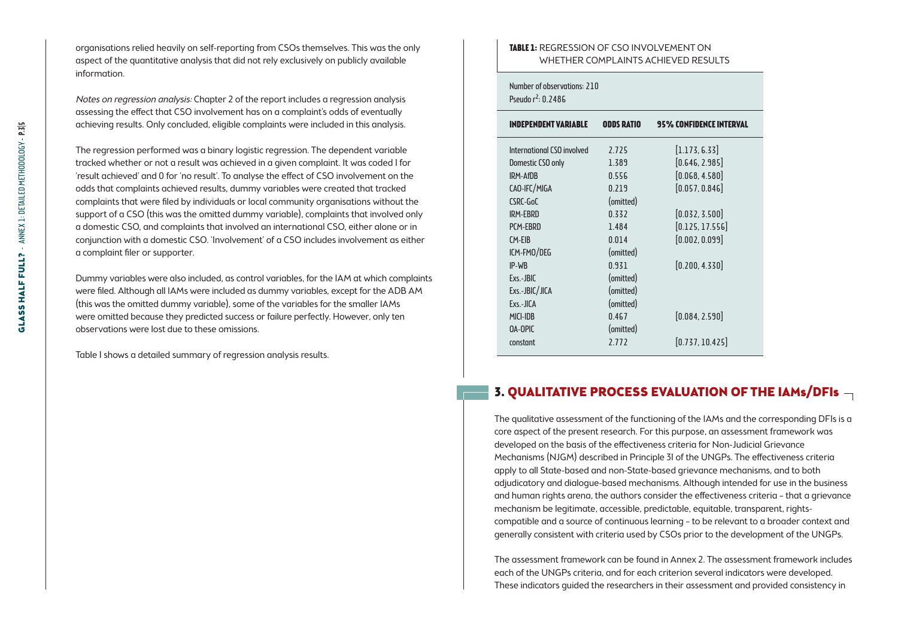organisations relied heavily on self-reporting from CSOs themselves. This was the only aspect of the quantitative analysis that did not rely exclusively on publicly available information.

*Notes on regression analysis:* Chapter 2 of the report includes a regression analysis assessing the effect that CSO involvement has on a complaint's odds of eventually achieving results. Only concluded, eligible complaints were included in this analysis.

The regression performed was a binary logistic regression. The dependent variable tracked whether or not a result was achieved in a given complaint. It was coded 1 for 'result achieved' and 0 for 'no result'. To analyse the effect of CSO involvement on the odds that complaints achieved results, dummy variables were created that tracked complaints that were filed by individuals or local community organisations without the support of a CSO (this was the omitted dummy variable), complaints that involved only a domestic CSO, and complaints that involved an international CSO, either alone or in conjunction with a domestic CSO. 'Involvement' of a CSO includes involvement as either a complaint filer or supporter.

Dummy variables were also included, as control variables, for the IAM at which complaints were filed. Although all IAMs were included as dummy variables, except for the ADB AM (this was the omitted dummy variable), some of the variables for the smaller IAMs were omitted because they predicted success or failure perfectly. However, only ten observations were lost due to these omissions.

Table 1 shows a detailed summary of regression analysis results.

**TABLE 1:** REGRESSION OF CSO INVOLVEMENT ON WHETHER COMPLAINTS ACHIEVED RESULTS

Number of observations: 210
Pseudo $r^2$: 0.2486

| INDEPENDENT VARIABLE | ODDS RATIO | 95% CONFIDENCE INTERVAL |
|---|---|---|
| International CSO involved | 2.725 | [1.173, 6.33] |
| Domestic CSO only | 1.389 | [0.646, 2.985] |
| IRM-AfDB | 0.556 | [0.068, 4.580] |
| CAO-IFC/MIGA | 0.219 | [0.057, 0.846] |
| CSRC-GoC | (omitted) | |
| IRM-EBRD | 0.332 | [0.032, 3.500] |
| PCM-EBRD | 1.484 | [0.125, 17.556] |
| CM-EIB | 0.014 | [0.002, 0.099] |
| ICM-FMO/DEG | (omitted) | |
| IP-WB | 0.931 | [0.200, 4.330] |
| Exs.-JBIC | (omitted) | |
| Exs.-JBIC/JICA | (omitted) | |
| Exs.-JICA | (omitted) | |
| MICI-IDB | 0.467 | [0.084, 2.590] |
| OA-OPIC | (omitted) | |
| constant | 2.772 | [0.737, 10.425] |

## 3. QUALITATIVE PROCESS EVALUATION OF THE IAMs/DFIs

The qualitative assessment of the functioning of the IAMs and the corresponding DFIs is a core aspect of the present research. For this purpose, an assessment framework was developed on the basis of the effectiveness criteria for Non-Judicial Grievance Mechanisms (NJGM) described in Principle 31 of the UNGPs. The effectiveness criteria apply to all State-based and non-State-based grievance mechanisms, and to both adjudicatory and dialogue-based mechanisms. Although intended for use in the business and human rights arena, the authors consider the effectiveness criteria – that a grievance mechanism be legitimate, accessible, predictable, equitable, transparent, rights-compatible and a source of continuous learning – to be relevant to a broader context and generally consistent with criteria used by CSOs prior to the development of the UNGPs.

The assessment framework can be found in Annex 2. The assessment framework includes each of the UNGPs criteria, and for each criterion several indicators were developed. These indicators guided the researchers in their assessment and provided consistency in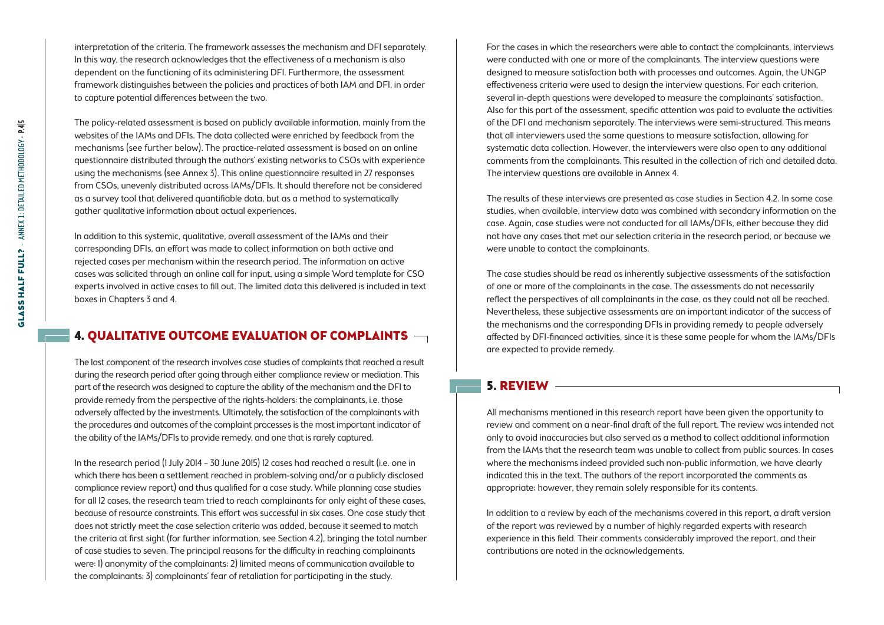interpretation of the criteria. The framework assesses the mechanism and DFI separately. In this way, the research acknowledges that the effectiveness of a mechanism is also dependent on the functioning of its administering DFI. Furthermore, the assessment framework distinguishes between the policies and practices of both IAM and DFI, in order to capture potential differences between the two.

The policy-related assessment is based on publicly available information, mainly from the websites of the IAMs and DFIs. The data collected were enriched by feedback from the mechanisms (see further below). The practice-related assessment is based on an online questionnaire distributed through the authors' existing networks to CSOs with experience using the mechanisms (see Annex 3). This online questionnaire resulted in 27 responses from CSOs, unevenly distributed across IAMs/DFIs. It should therefore not be considered as a survey tool that delivered quantifiable data, but as a method to systematically gather qualitative information about actual experiences.

In addition to this systemic, qualitative, overall assessment of the IAMs and their corresponding DFIs, an effort was made to collect information on both active and rejected cases per mechanism within the research period. The information on active cases was solicited through an online call for input, using a simple Word template for CSO experts involved in active cases to fill out. The limited data this delivered is included in text boxes in Chapters 3 and 4.

## 4. QUALITATIVE OUTCOME EVALUATION OF COMPLAINTS

The last component of the research involves case studies of complaints that reached a result during the research period after going through either compliance review or mediation. This part of the research was designed to capture the ability of the mechanism and the DFI to provide remedy from the perspective of the rights-holders: the complainants, i.e. those adversely affected by the investments. Ultimately, the satisfaction of the complainants with the procedures and outcomes of the complaint processes is the most important indicator of the ability of the IAMs/DFIs to provide remedy, and one that is rarely captured.

In the research period (1 July 2014 – 30 June 2015) 12 cases had reached a result (i.e. one in which there has been a settlement reached in problem-solving and/or a publicly disclosed compliance review report) and thus qualified for a case study. While planning case studies for all 12 cases, the research team tried to reach complainants for only eight of these cases, because of resource constraints. This effort was successful in six cases. One case study that does not strictly meet the case selection criteria was added, because it seemed to match the criteria at first sight (for further information, see Section 4.2), bringing the total number of case studies to seven. The principal reasons for the difficulty in reaching complainants were: 1) anonymity of the complainants; 2) limited means of communication available to the complainants; 3) complainants' fear of retaliation for participating in the study.

For the cases in which the researchers were able to contact the complainants, interviews were conducted with one or more of the complainants. The interview questions were designed to measure satisfaction both with processes and outcomes. Again, the UNGP effectiveness criteria were used to design the interview questions. For each criterion, several in-depth questions were developed to measure the complainants' satisfaction. Also for this part of the assessment, specific attention was paid to evaluate the activities of the DFI and mechanism separately. The interviews were semi-structured. This means that all interviewers used the same questions to measure satisfaction, allowing for systematic data collection. However, the interviewers were also open to any additional comments from the complainants. This resulted in the collection of rich and detailed data. The interview questions are available in Annex 4.

The results of these interviews are presented as case studies in Section 4.2. In some case studies, when available, interview data was combined with secondary information on the case. Again, case studies were not conducted for all IAMs/DFIs, either because they did not have any cases that met our selection criteria in the research period, or because we were unable to contact the complainants.

The case studies should be read as inherently subjective assessments of the satisfaction of one or more of the complainants in the case. The assessments do not necessarily reflect the perspectives of all complainants in the case, as they could not all be reached. Nevertheless, these subjective assessments are an important indicator of the success of the mechanisms and the corresponding DFIs in providing remedy to people adversely affected by DFI-financed activities, since it is these same people for whom the IAMs/DFIs are expected to provide remedy.

## 5. REVIEW

All mechanisms mentioned in this research report have been given the opportunity to review and comment on a near-final draft of the full report. The review was intended not only to avoid inaccuracies but also served as a method to collect additional information from the IAMs that the research team was unable to collect from public sources. In cases where the mechanisms indeed provided such non-public information, we have clearly indicated this in the text. The authors of the report incorporated the comments as appropriate; however, they remain solely responsible for its contents.

In addition to a review by each of the mechanisms covered in this report, a draft version of the report was reviewed by a number of highly regarded experts with research experience in this field. Their comments considerably improved the report, and their contributions are noted in the acknowledgements.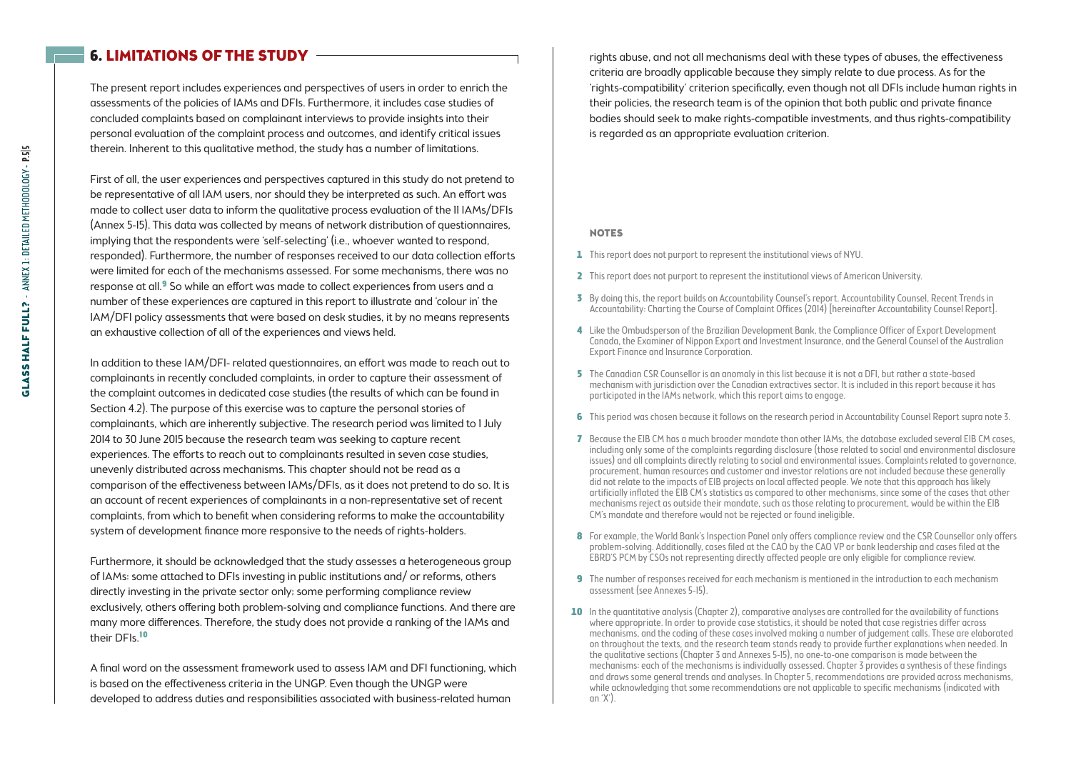## 6. LIMITATIONS OF THE STUDY

The present report includes experiences and perspectives of users in order to enrich the assessments of the policies of IAMs and DFIs. Furthermore, it includes case studies of concluded complaints based on complainant interviews to provide insights into their personal evaluation of the complaint process and outcomes, and identify critical issues therein. Inherent to this qualitative method, the study has a number of limitations.

First of all, the user experiences and perspectives captured in this study do not pretend to be representative of all IAM users, nor should they be interpreted as such. An effort was made to collect user data to inform the qualitative process evaluation of the 11 IAMs/DFIs (Annex 5-15). This data was collected by means of network distribution of questionnaires, implying that the respondents were 'self-selecting' (i.e., whoever wanted to respond, responded). Furthermore, the number of responses received to our data collection efforts were limited for each of the mechanisms assessed. For some mechanisms, there was no response at all.[9] So while an effort was made to collect experiences from users and a number of these experiences are captured in this report to illustrate and 'colour in' the IAM/DFI policy assessments that were based on desk studies, it by no means represents an exhaustive collection of all of the experiences and views held.

In addition to these IAM/DFI- related questionnaires, an effort was made to reach out to complainants in recently concluded complaints, in order to capture their assessment of the complaint outcomes in dedicated case studies (the results of which can be found in Section 4.2). The purpose of this exercise was to capture the personal stories of complainants, which are inherently subjective. The research period was limited to 1 July 2014 to 30 June 2015 because the research team was seeking to capture recent experiences. The efforts to reach out to complainants resulted in seven case studies, unevenly distributed across mechanisms. This chapter should not be read as a comparison of the effectiveness between IAMs/DFIs, as it does not pretend to do so. It is an account of recent experiences of complainants in a non-representative set of recent complaints, from which to benefit when considering reforms to make the accountability system of development finance more responsive to the needs of rights-holders.

Furthermore, it should be acknowledged that the study assesses a heterogeneous group of IAMs: some attached to DFIs investing in public institutions and/ or reforms, others directly investing in the private sector only; some performing compliance review exclusively, others offering both problem-solving and compliance functions. And there are many more differences. Therefore, the study does not provide a ranking of the IAMs and their DFIs.[10]

A final word on the assessment framework used to assess IAM and DFI functioning, which is based on the effectiveness criteria in the UNGP. Even though the UNGP were developed to address duties and responsibilities associated with business-related human rights abuse, and not all mechanisms deal with these types of abuses, the effectiveness criteria are broadly applicable because they simply relate to due process. As for the 'rights-compatibility' criterion specifically, even though not all DFIs include human rights in their policies, the research team is of the opinion that both public and private finance bodies should seek to make rights-compatible investments, and thus rights-compatibility is regarded as an appropriate evaluation criterion.

### NOTES

1 This report does not purport to represent the institutional views of NYU.

2 This report does not purport to represent the institutional views of American University.

3 By doing this, the report builds on Accountability Counsel's report. Accountability Counsel, Recent Trends in Accountability: Charting the Course of Complaint Offices (2014) [hereinafter Accountability Counsel Report].

4 Like the Ombudsperson of the Brazilian Development Bank, the Compliance Officer of Export Development Canada, the Examiner of Nippon Export and Investment Insurance, and the General Counsel of the Australian Export Finance and Insurance Corporation.

5 The Canadian CSR Counsellor is an anomaly in this list because it is not a DFI, but rather a state-based mechanism with jurisdiction over the Canadian extractives sector. It is included in this report because it has participated in the IAMs network, which this report aims to engage.

6 This period was chosen because it follows on the research period in Accountability Counsel Report supra note 3.

7 Because the EIB CM has a much broader mandate than other IAMs, the database excluded several EIB CM cases, including only some of the complaints regarding disclosure (those related to social and environmental disclosure issues) and all complaints directly relating to social and environmental issues. Complaints related to governance, procurement, human resources and customer and investor relations are not included because these generally did not relate to the impacts of EIB projects on local affected people. We note that this approach has likely artificially inflated the EIB CM's statistics as compared to other mechanisms, since some of the cases that other mechanisms reject as outside their mandate, such as those relating to procurement, would be within the EIB CM's mandate and therefore would not be rejected or found ineligible.

8 For example, the World Bank's Inspection Panel only offers compliance review and the CSR Counsellor only offers problem-solving. Additionally, cases filed at the CAO by the CAO VP or bank leadership and cases filed at the EBRD'S PCM by CSOs not representing directly affected people are only eligible for compliance review.

9 The number of responses received for each mechanism is mentioned in the introduction to each mechanism assessment (see Annexes 5-15).

10 In the quantitative analysis (Chapter 2), comparative analyses are controlled for the availability of functions where appropriate. In order to provide case statistics, it should be noted that case registries differ across mechanisms, and the coding of these cases involved making a number of judgement calls. These are elaborated on throughout the texts, and the research team stands ready to provide further explanations when needed. In the qualitative sections (Chapter 3 and Annexes 5-15), no one-to-one comparison is made between the mechanisms: each of the mechanisms is individually assessed. Chapter 3 provides a synthesis of these findings and draws some general trends and analyses. In Chapter 5, recommendations are provided across mechanisms, while acknowledging that some recommendations are not applicable to specific mechanisms (indicated with an 'X').